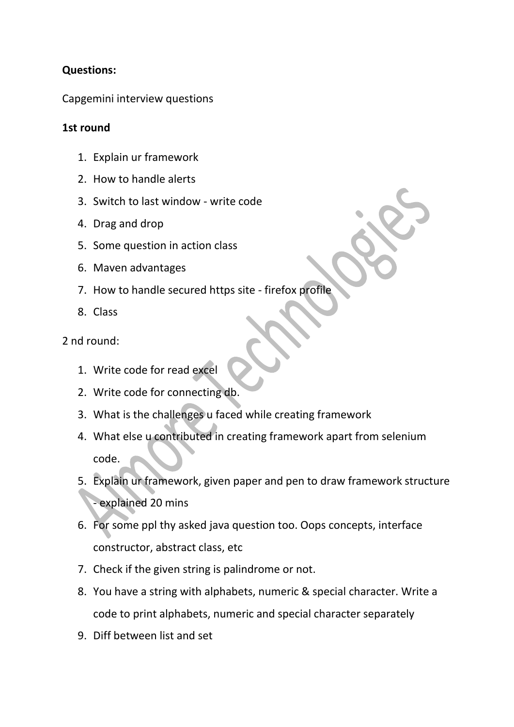**Questions:**

Capgemini interview questions

**1st round**

1. Explain ur framework
2. How to handle alerts
3. Switch to last window - write code
4. Drag and drop
5. Some question in action class
6. Maven advantages
7. How to handle secured https site - firefox profile
8. Class

2 nd round:

1. Write code for read excel
2. Write code for connecting db.
3. What is the challenges u faced while creating framework
4. What else u contributed in creating framework apart from selenium code.
5. Explain ur framework, given paper and pen to draw framework structure - explained 20 mins
6. For some ppl thy asked java question too. Oops concepts, interface constructor, abstract class, etc
7. Check if the given string is palindrome or not.
8. You have a string with alphabets, numeric & special character. Write a code to print alphabets, numeric and special character separately
9. Diff between list and set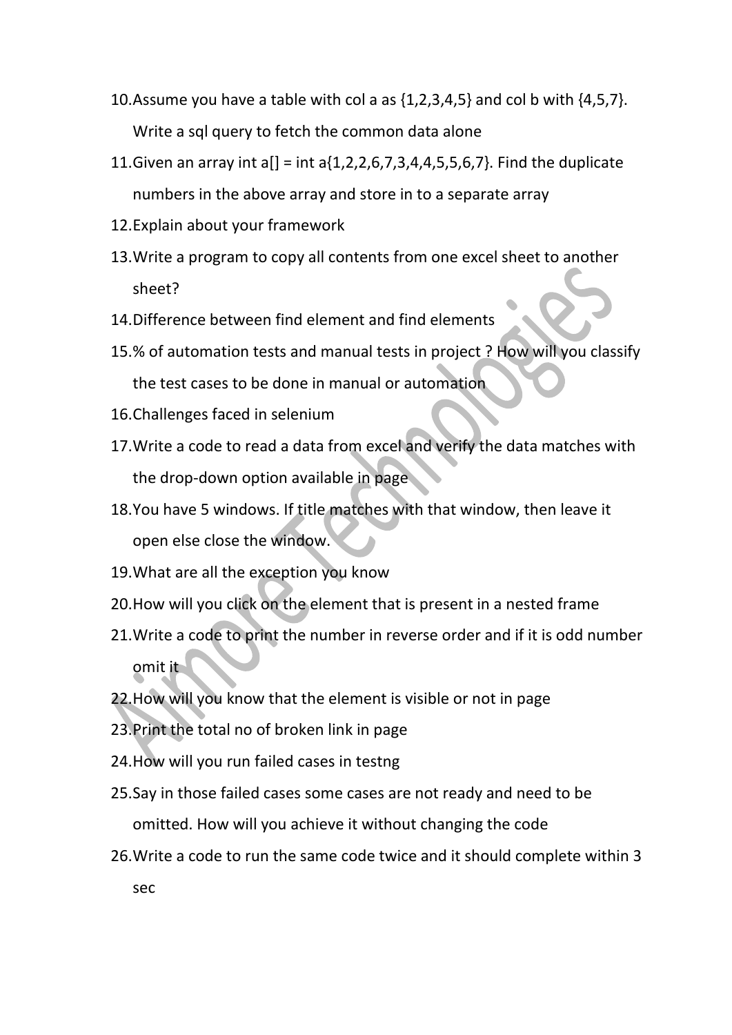10. Assume you have a table with col a as {1,2,3,4,5} and col b with {4,5,7}. Write a sql query to fetch the common data alone
11. Given an array int a[] = int a{1,2,2,6,7,3,4,4,5,5,6,7}. Find the duplicate numbers in the above array and store in to a separate array
12. Explain about your framework
13. Write a program to copy all contents from one excel sheet to another sheet?
14. Difference between find element and find elements
15. % of automation tests and manual tests in project ? How will you classify the test cases to be done in manual or automation
16. Challenges faced in selenium
17. Write a code to read a data from excel and verify the data matches with the drop-down option available in page
18. You have 5 windows. If title matches with that window, then leave it open else close the window.
19. What are all the exception you know
20. How will you click on the element that is present in a nested frame
21. Write a code to print the number in reverse order and if it is odd number omit it
22. How will you know that the element is visible or not in page
23. Print the total no of broken link in page
24. How will you run failed cases in testng
25. Say in those failed cases some cases are not ready and need to be omitted. How will you achieve it without changing the code
26. Write a code to run the same code twice and it should complete within 3 sec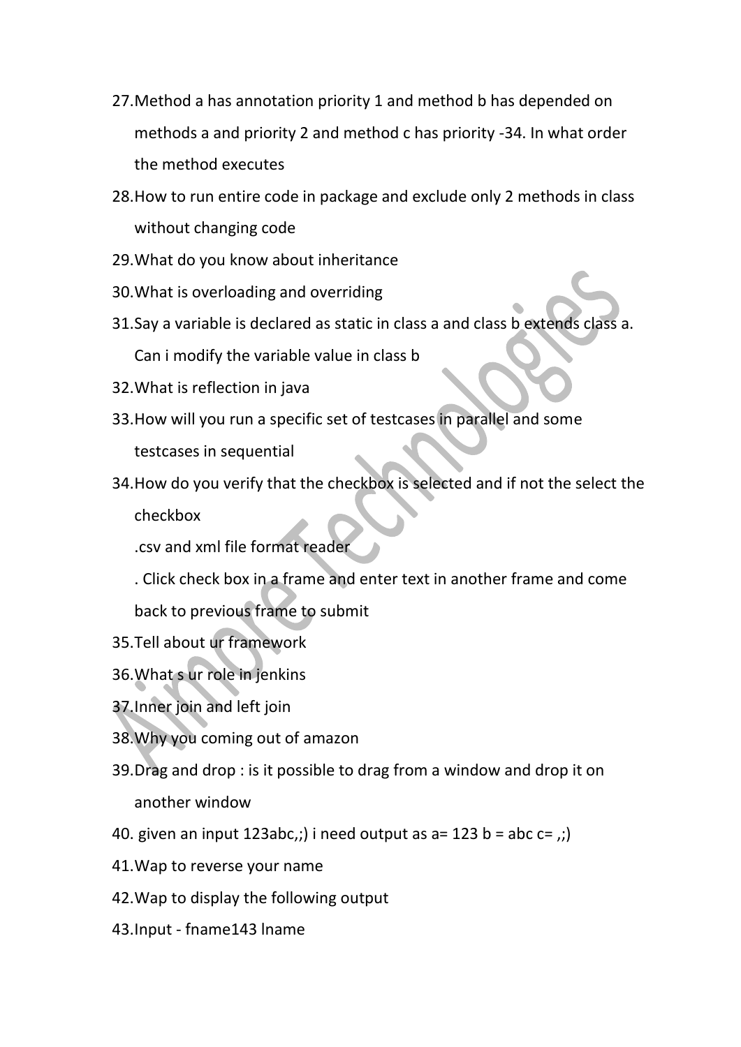27. Method a has annotation priority 1 and method b has depended on methods a and priority 2 and method c has priority -34. In what order the method executes
28. How to run entire code in package and exclude only 2 methods in class without changing code
29. What do you know about inheritance
30. What is overloading and overriding
31. Say a variable is declared as static in class a and class b extends class a. Can i modify the variable value in class b
32. What is reflection in java
33. How will you run a specific set of testcases in parallel and some testcases in sequential
34. How do you verify that the checkbox is selected and if not the select the checkbox

    .csv and xml file format reader

    . Click check box in a frame and enter text in another frame and come back to previous frame to submit
35. Tell about ur framework
36. What s ur role in jenkins
37. Inner join and left join
38. Why you coming out of amazon
39. Drag and drop : is it possible to drag from a window and drop it on another window
40. given an input 123abc,;) i need output as a= 123 b = abc c= ,;)
41. Wap to reverse your name
42. Wap to display the following output
43. Input - fname143 lname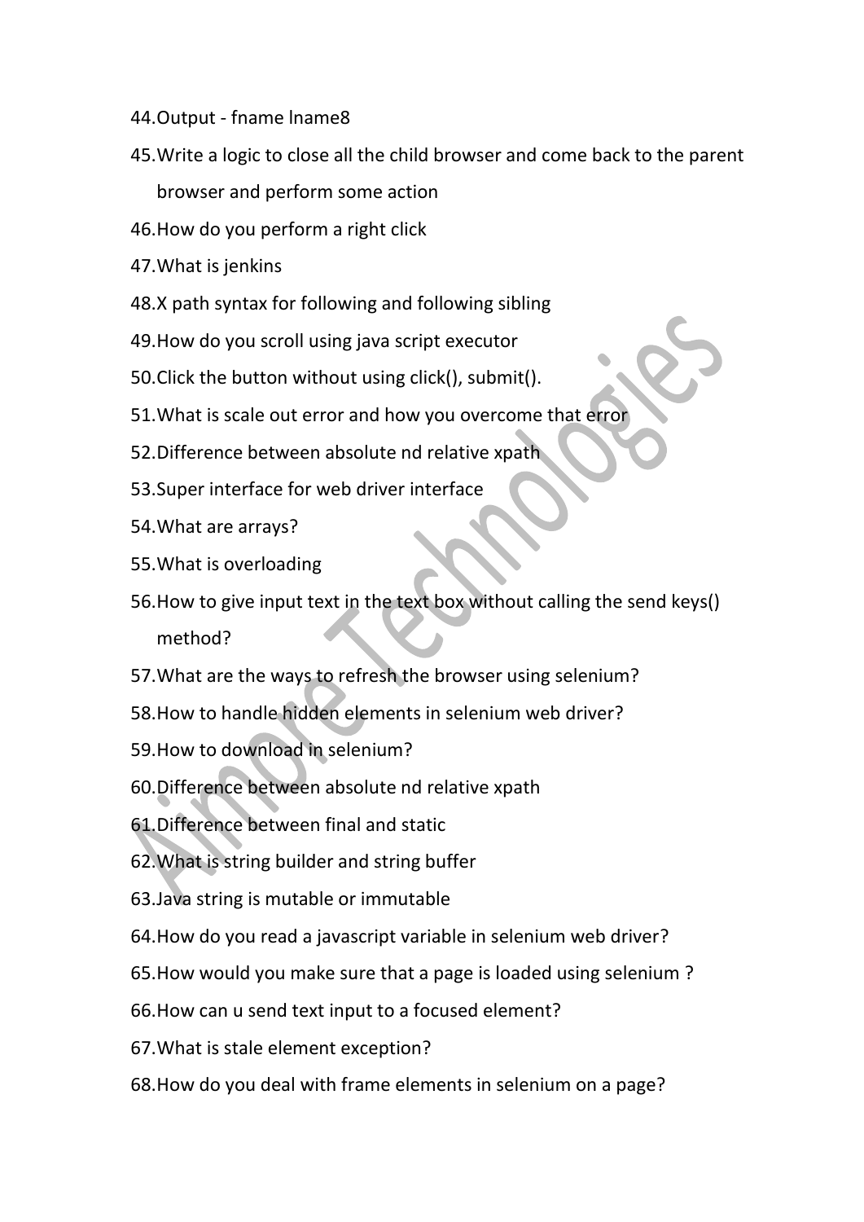44. Output - fname lname8
45. Write a logic to close all the child browser and come back to the parent browser and perform some action
46. How do you perform a right click
47. What is jenkins
48. X path syntax for following and following sibling
49. How do you scroll using java script executor
50. Click the button without using click(), submit().
51. What is scale out error and how you overcome that error
52. Difference between absolute nd relative xpath
53. Super interface for web driver interface
54. What are arrays?
55. What is overloading
56. How to give input text in the text box without calling the send keys() method?
57. What are the ways to refresh the browser using selenium?
58. How to handle hidden elements in selenium web driver?
59. How to download in selenium?
60. Difference between absolute nd relative xpath
61. Difference between final and static
62. What is string builder and string buffer
63. Java string is mutable or immutable
64. How do you read a javascript variable in selenium web driver?
65. How would you make sure that a page is loaded using selenium ?
66. How can u send text input to a focused element?
67. What is stale element exception?
68. How do you deal with frame elements in selenium on a page?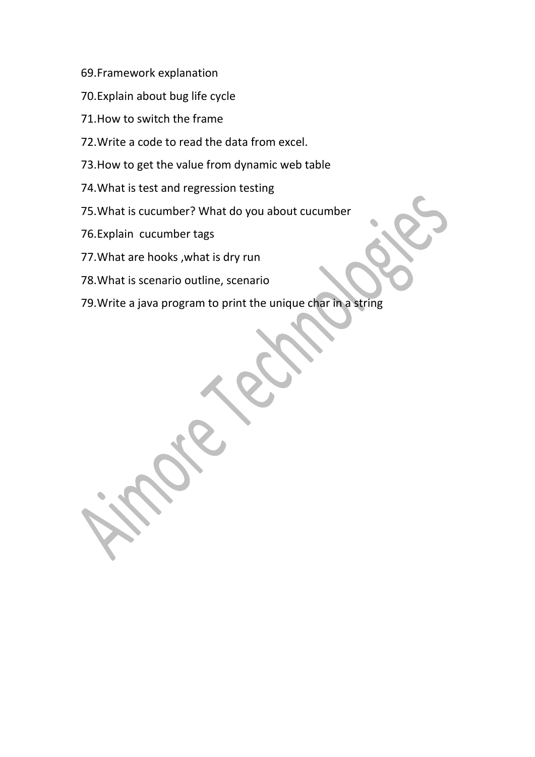69.Framework explanation

70.Explain about bug life cycle

71.How to switch the frame

72.Write a code to read the data from excel.

73.How to get the value from dynamic web table

74.What is test and regression testing

75.What is cucumber? What do you about cucumber

76.Explain  cucumber tags

77.What are hooks ,what is dry run

78.What is scenario outline, scenario

79.Write a java program to print the unique char in a string